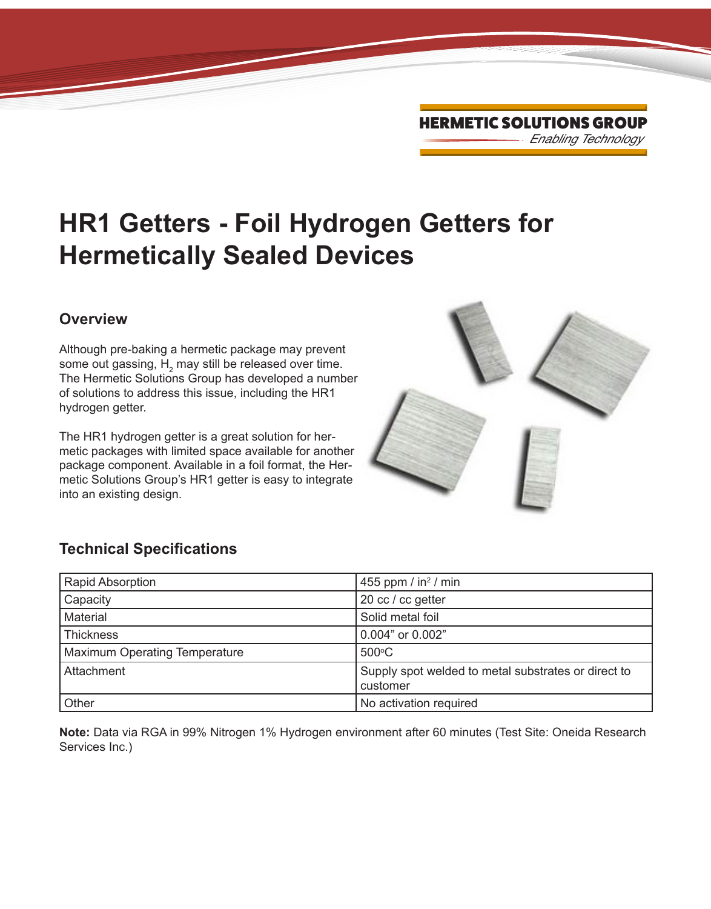HERMETIC SOLUTIONS GROUP

*Enabling Technology*

# HR1 Getters - Foil Hydrogen Getters for Hermetically Sealed Devices

## Overview

Although pre-baking a hermetic package may prevent some out gassing, $H_2$ may still be released over time. The Hermetic Solutions Group has developed a number of solutions to address this issue, including the HR1 hydrogen getter.

The HR1 hydrogen getter is a great solution for hermetic packages with limited space available for another package component. Available in a foil format, the Hermetic Solutions Group's HR1 getter is easy to integrate into an existing design.

## Technical Specifications

| | |
|---|---|
| Rapid Absorption | 455 ppm / $in^2$ / min |
| Capacity | 20 cc / cc getter |
| Material | Solid metal foil |
| Thickness | 0.004" or 0.002" |
| Maximum Operating Temperature | 500°C |
| Attachment | Supply spot welded to metal substrates or direct to customer |
| Other | No activation required |

**Note:** Data via RGA in 99% Nitrogen 1% Hydrogen environment after 60 minutes (Test Site: Oneida Research Services Inc.)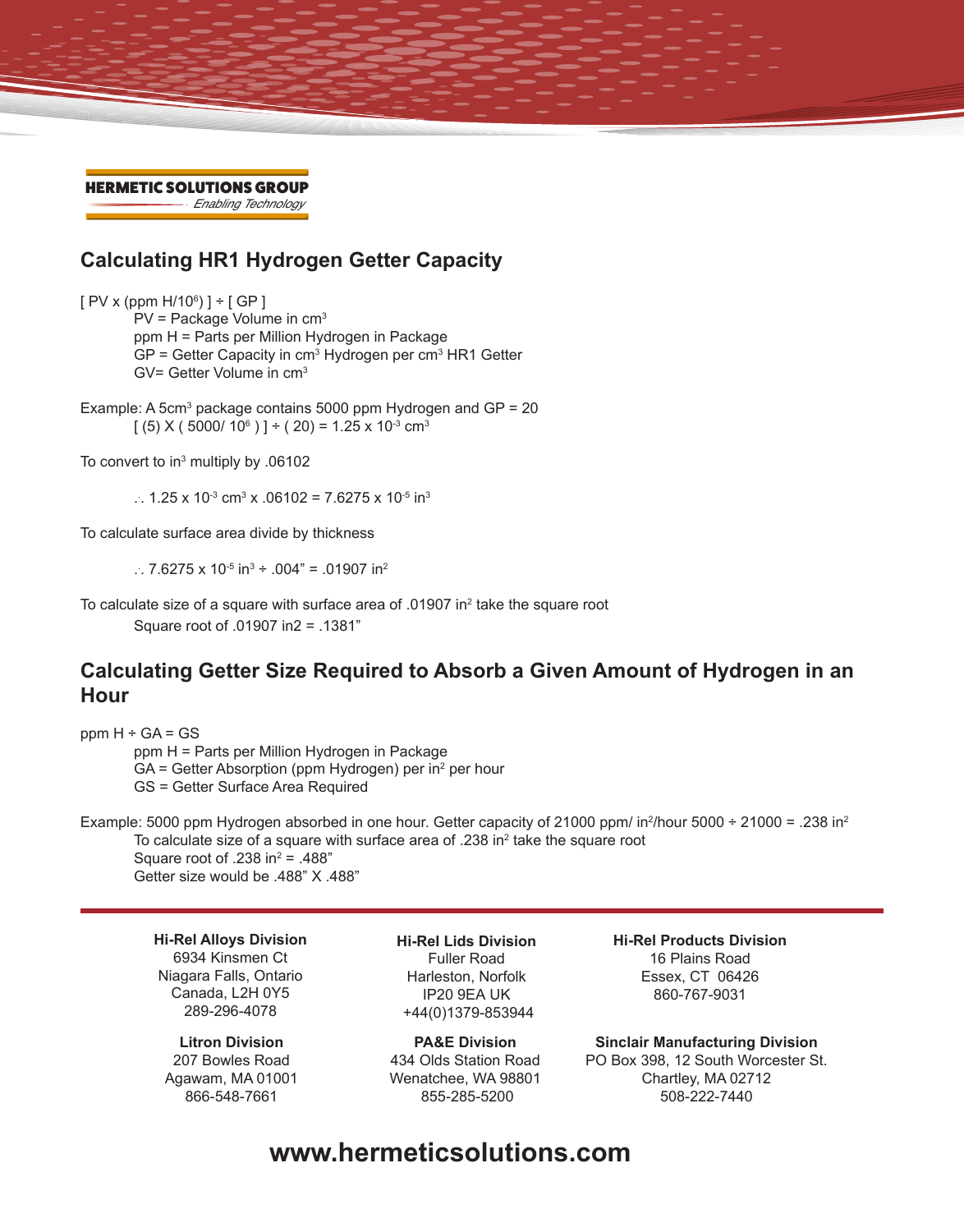**HERMETIC SOLUTIONS GROUP**
*Enabling Technology*

## Calculating HR1 Hydrogen Getter Capacity

[ PV x (ppm H/$10^6$) ] ÷ [ GP ]

PV = Package Volume in $cm^3$
ppm H = Parts per Million Hydrogen in Package
GP = Getter Capacity in $cm^3$ Hydrogen per $cm^3$ HR1 Getter
GV= Getter Volume in $cm^3$

Example: A 5$cm^3$ package contains 5000 ppm Hydrogen and GP = 20

[ (5) X ( 5000/ $10^6$ ) ] ÷ ( 20) = 1.25 x $10^{-3}$ $cm^3$

To convert to $in^3$ multiply by .06102

∴ 1.25 x $10^{-3}$ $cm^3$ x .06102 = 7.6275 x $10^{-5}$ $in^3$

To calculate surface area divide by thickness

∴ 7.6275 x $10^{-5}$ $in^3$ ÷ .004" = .01907 $in^2$

To calculate size of a square with surface area of .01907 $in^2$ take the square root

Square root of .01907 in2 = .1381"

## Calculating Getter Size Required to Absorb a Given Amount of Hydrogen in an Hour

ppm H ÷ GA = GS

ppm H = Parts per Million Hydrogen in Package
GA = Getter Absorption (ppm Hydrogen) per $in^2$ per hour
GS = Getter Surface Area Required

Example: 5000 ppm Hydrogen absorbed in one hour. Getter capacity of 21000 ppm/ $in^2$/hour 5000 ÷ 21000 = .238 $in^2$

To calculate size of a square with surface area of .238 $in^2$ take the square root
Square root of .238 $in^2$ = .488"
Getter size would be .488" X .488"

---

**Hi-Rel Alloys Division**
6934 Kinsmen Ct
Niagara Falls, Ontario
Canada, L2H 0Y5
289-296-4078

**Hi-Rel Lids Division**
Fuller Road
Harleston, Norfolk
IP20 9EA UK
+44(0)1379-853944

**Hi-Rel Products Division**
16 Plains Road
Essex, CT 06426
860-767-9031

**Litron Division**
207 Bowles Road
Agawam, MA 01001
866-548-7661

**PA&E Division**
434 Olds Station Road
Wenatchee, WA 98801
855-285-5200

**Sinclair Manufacturing Division**
PO Box 398, 12 South Worcester St.
Chartley, MA 02712
508-222-7440

**www.hermeticsolutions.com**